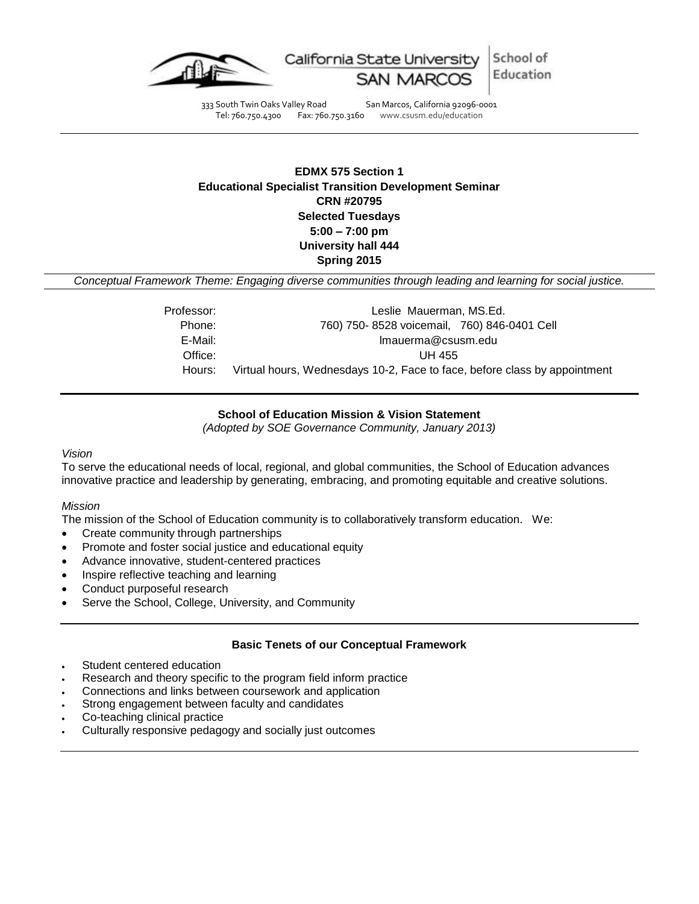California State University SAN MARCOS | School of Education

333 South Twin Oaks Valley Road San Marcos, California 92096-0001
Tel: 760.750.4300 Fax: 760.750.3160 www.csusm.edu/education

---

**EDMX 575 Section 1**
**Educational Specialist Transition Development Seminar**
**CRN #20795**
**Selected Tuesdays**
**5:00 – 7:00 pm**
**University hall 444**
**Spring 2015**

*Conceptual Framework Theme: Engaging diverse communities through leading and learning for social justice.*

Professor: Leslie Mauerman, MS.Ed.
Phone: 760) 750- 8528 voicemail, 760) 846-0401 Cell
E-Mail: lmauerma@csusm.edu
Office: UH 455
Hours: Virtual hours, Wednesdays 10-2, Face to face, before class by appointment

---

**School of Education Mission & Vision Statement**
*(Adopted by SOE Governance Community, January 2013)*

*Vision*
To serve the educational needs of local, regional, and global communities, the School of Education advances innovative practice and leadership by generating, embracing, and promoting equitable and creative solutions.

*Mission*
The mission of the School of Education community is to collaboratively transform education. We:

- Create community through partnerships
- Promote and foster social justice and educational equity
- Advance innovative, student-centered practices
- Inspire reflective teaching and learning
- Conduct purposeful research
- Serve the School, College, University, and Community

---

**Basic Tenets of our Conceptual Framework**

- Student centered education
- Research and theory specific to the program field inform practice
- Connections and links between coursework and application
- Strong engagement between faculty and candidates
- Co-teaching clinical practice
- Culturally responsive pedagogy and socially just outcomes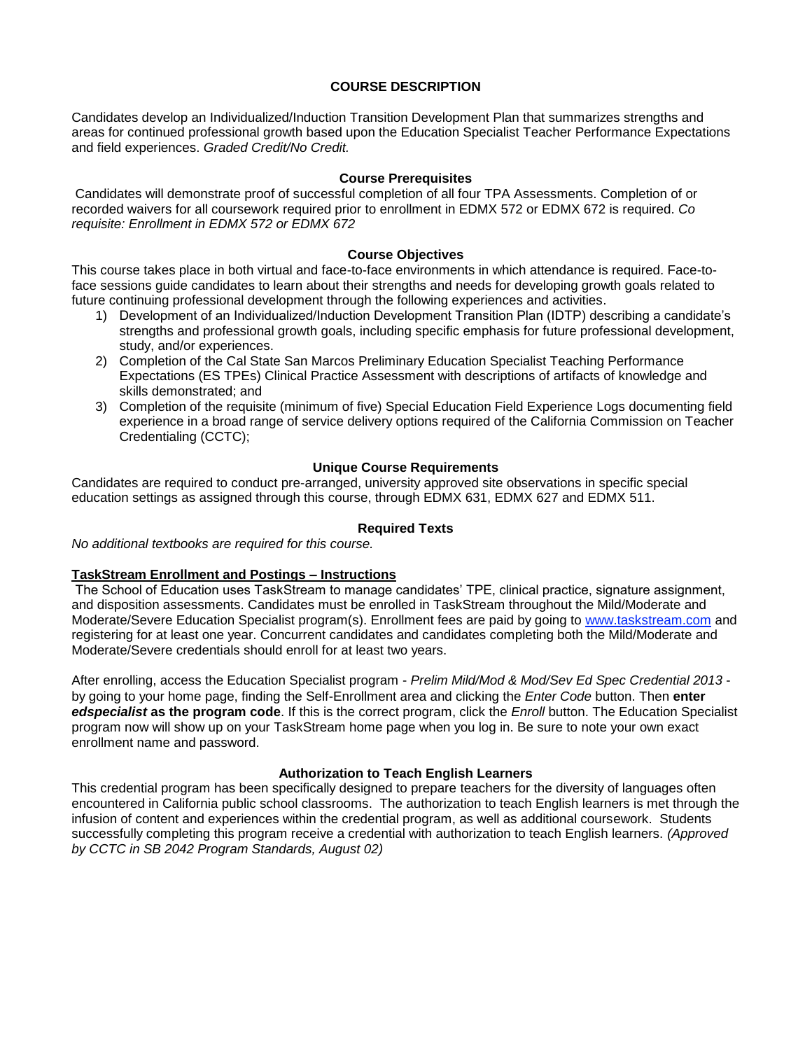## COURSE DESCRIPTION

Candidates develop an Individualized/Induction Transition Development Plan that summarizes strengths and areas for continued professional growth based upon the Education Specialist Teacher Performance Expectations and field experiences. *Graded Credit/No Credit.*

### Course Prerequisites

Candidates will demonstrate proof of successful completion of all four TPA Assessments. Completion of or recorded waivers for all coursework required prior to enrollment in EDMX 572 or EDMX 672 is required. *Co requisite: Enrollment in EDMX 572 or EDMX 672*

### Course Objectives

This course takes place in both virtual and face-to-face environments in which attendance is required. Face-to-face sessions guide candidates to learn about their strengths and needs for developing growth goals related to future continuing professional development through the following experiences and activities.

1) Development of an Individualized/Induction Development Transition Plan (IDTP) describing a candidate's strengths and professional growth goals, including specific emphasis for future professional development, study, and/or experiences.
2) Completion of the Cal State San Marcos Preliminary Education Specialist Teaching Performance Expectations (ES TPEs) Clinical Practice Assessment with descriptions of artifacts of knowledge and skills demonstrated; and
3) Completion of the requisite (minimum of five) Special Education Field Experience Logs documenting field experience in a broad range of service delivery options required of the California Commission on Teacher Credentialing (CCTC);

### Unique Course Requirements

Candidates are required to conduct pre-arranged, university approved site observations in specific special education settings as assigned through this course, through EDMX 631, EDMX 627 and EDMX 511.

### Required Texts

*No additional textbooks are required for this course.*

### TaskStream Enrollment and Postings – Instructions

The School of Education uses TaskStream to manage candidates' TPE, clinical practice, signature assignment, and disposition assessments. Candidates must be enrolled in TaskStream throughout the Mild/Moderate and Moderate/Severe Education Specialist program(s). Enrollment fees are paid by going to www.taskstream.com and registering for at least one year. Concurrent candidates and candidates completing both the Mild/Moderate and Moderate/Severe credentials should enroll for at least two years.

After enrolling, access the Education Specialist program - *Prelim Mild/Mod & Mod/Sev Ed Spec Credential 2013* - by going to your home page, finding the Self-Enrollment area and clicking the *Enter Code* button. Then **enter *edspecialist* as the program code**. If this is the correct program, click the *Enroll* button. The Education Specialist program now will show up on your TaskStream home page when you log in. Be sure to note your own exact enrollment name and password.

### Authorization to Teach English Learners

This credential program has been specifically designed to prepare teachers for the diversity of languages often encountered in California public school classrooms. The authorization to teach English learners is met through the infusion of content and experiences within the credential program, as well as additional coursework. Students successfully completing this program receive a credential with authorization to teach English learners. *(Approved by CCTC in SB 2042 Program Standards, August 02)*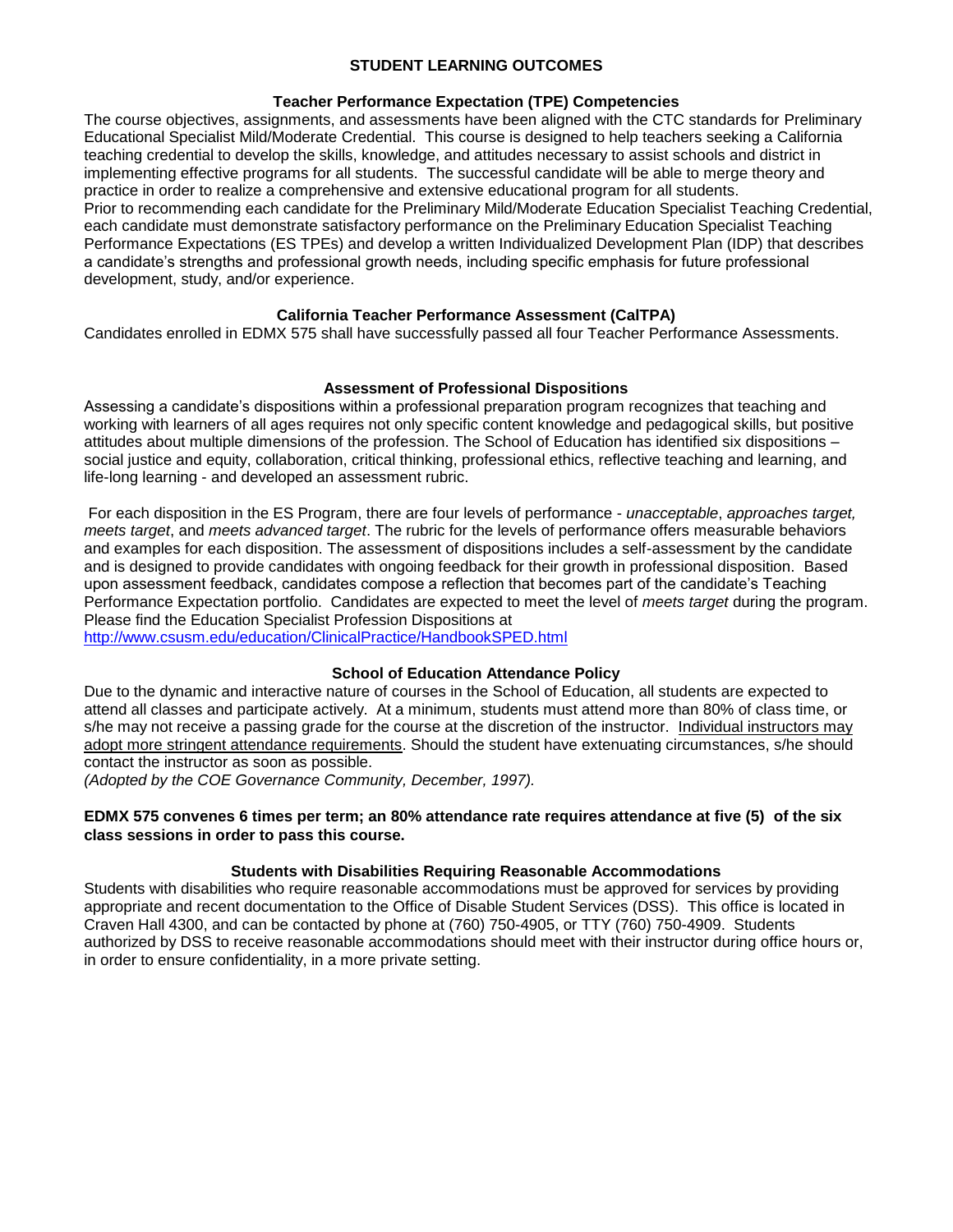## STUDENT LEARNING OUTCOMES

### Teacher Performance Expectation (TPE) Competencies

The course objectives, assignments, and assessments have been aligned with the CTC standards for Preliminary Educational Specialist Mild/Moderate Credential. This course is designed to help teachers seeking a California teaching credential to develop the skills, knowledge, and attitudes necessary to assist schools and district in implementing effective programs for all students. The successful candidate will be able to merge theory and practice in order to realize a comprehensive and extensive educational program for all students.
Prior to recommending each candidate for the Preliminary Mild/Moderate Education Specialist Teaching Credential, each candidate must demonstrate satisfactory performance on the Preliminary Education Specialist Teaching Performance Expectations (ES TPEs) and develop a written Individualized Development Plan (IDP) that describes a candidate's strengths and professional growth needs, including specific emphasis for future professional development, study, and/or experience.

### California Teacher Performance Assessment (CalTPA)

Candidates enrolled in EDMX 575 shall have successfully passed all four Teacher Performance Assessments.

### Assessment of Professional Dispositions

Assessing a candidate's dispositions within a professional preparation program recognizes that teaching and working with learners of all ages requires not only specific content knowledge and pedagogical skills, but positive attitudes about multiple dimensions of the profession. The School of Education has identified six dispositions – social justice and equity, collaboration, critical thinking, professional ethics, reflective teaching and learning, and life-long learning - and developed an assessment rubric.

For each disposition in the ES Program, there are four levels of performance - *unacceptable*, *approaches target, meets target*, and *meets advanced target*. The rubric for the levels of performance offers measurable behaviors and examples for each disposition. The assessment of dispositions includes a self-assessment by the candidate and is designed to provide candidates with ongoing feedback for their growth in professional disposition. Based upon assessment feedback, candidates compose a reflection that becomes part of the candidate's Teaching Performance Expectation portfolio. Candidates are expected to meet the level of *meets target* during the program. Please find the Education Specialist Profession Dispositions at
http://www.csusm.edu/education/ClinicalPractice/HandbookSPED.html

### School of Education Attendance Policy

Due to the dynamic and interactive nature of courses in the School of Education, all students are expected to attend all classes and participate actively. At a minimum, students must attend more than 80% of class time, or s/he may not receive a passing grade for the course at the discretion of the instructor. Individual instructors may adopt more stringent attendance requirements. Should the student have extenuating circumstances, s/he should contact the instructor as soon as possible.
*(Adopted by the COE Governance Community, December, 1997).*

**EDMX 575 convenes 6 times per term; an 80% attendance rate requires attendance at five (5) of the six class sessions in order to pass this course.**

### Students with Disabilities Requiring Reasonable Accommodations

Students with disabilities who require reasonable accommodations must be approved for services by providing appropriate and recent documentation to the Office of Disable Student Services (DSS). This office is located in Craven Hall 4300, and can be contacted by phone at (760) 750-4905, or TTY (760) 750-4909. Students authorized by DSS to receive reasonable accommodations should meet with their instructor during office hours or, in order to ensure confidentiality, in a more private setting.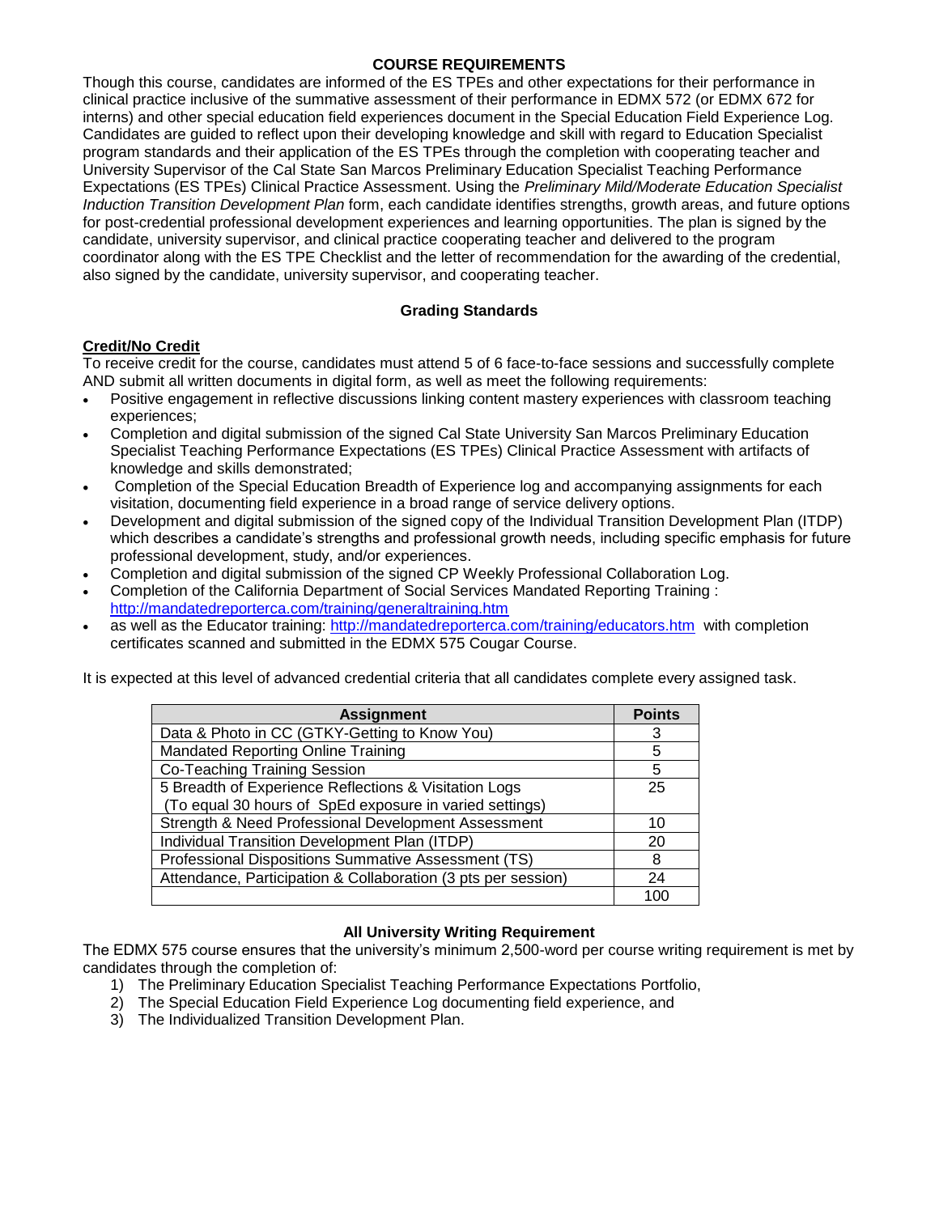## COURSE REQUIREMENTS

Though this course, candidates are informed of the ES TPEs and other expectations for their performance in clinical practice inclusive of the summative assessment of their performance in EDMX 572 (or EDMX 672 for interns) and other special education field experiences document in the Special Education Field Experience Log. Candidates are guided to reflect upon their developing knowledge and skill with regard to Education Specialist program standards and their application of the ES TPEs through the completion with cooperating teacher and University Supervisor of the Cal State San Marcos Preliminary Education Specialist Teaching Performance Expectations (ES TPEs) Clinical Practice Assessment. Using the *Preliminary Mild/Moderate Education Specialist Induction Transition Development Plan* form, each candidate identifies strengths, growth areas, and future options for post-credential professional development experiences and learning opportunities. The plan is signed by the candidate, university supervisor, and clinical practice cooperating teacher and delivered to the program coordinator along with the ES TPE Checklist and the letter of recommendation for the awarding of the credential, also signed by the candidate, university supervisor, and cooperating teacher.

### Grading Standards

**Credit/No Credit**

To receive credit for the course, candidates must attend 5 of 6 face-to-face sessions and successfully complete AND submit all written documents in digital form, as well as meet the following requirements:

- Positive engagement in reflective discussions linking content mastery experiences with classroom teaching experiences;
- Completion and digital submission of the signed Cal State University San Marcos Preliminary Education Specialist Teaching Performance Expectations (ES TPEs) Clinical Practice Assessment with artifacts of knowledge and skills demonstrated;
- Completion of the Special Education Breadth of Experience log and accompanying assignments for each visitation, documenting field experience in a broad range of service delivery options.
- Development and digital submission of the signed copy of the Individual Transition Development Plan (ITDP) which describes a candidate's strengths and professional growth needs, including specific emphasis for future professional development, study, and/or experiences.
- Completion and digital submission of the signed CP Weekly Professional Collaboration Log.
- Completion of the California Department of Social Services Mandated Reporting Training : http://mandatedreporterca.com/training/generaltraining.htm
- as well as the Educator training: http://mandatedreporterca.com/training/educators.htm with completion certificates scanned and submitted in the EDMX 575 Cougar Course.

It is expected at this level of advanced credential criteria that all candidates complete every assigned task.

| Assignment | Points |
|---|---|
| Data & Photo in CC (GTKY-Getting to Know You) | 3 |
| Mandated Reporting Online Training | 5 |
| Co-Teaching Training Session | 5 |
| 5 Breadth of Experience Reflections & Visitation Logs (To equal 30 hours of SpEd exposure in varied settings) | 25 |
| Strength & Need Professional Development Assessment | 10 |
| Individual Transition Development Plan (ITDP) | 20 |
| Professional Dispositions Summative Assessment (TS) | 8 |
| Attendance, Participation & Collaboration (3 pts per session) | 24 |
| | 100 |

### All University Writing Requirement

The EDMX 575 course ensures that the university's minimum 2,500-word per course writing requirement is met by candidates through the completion of:

1) The Preliminary Education Specialist Teaching Performance Expectations Portfolio,
2) The Special Education Field Experience Log documenting field experience, and
3) The Individualized Transition Development Plan.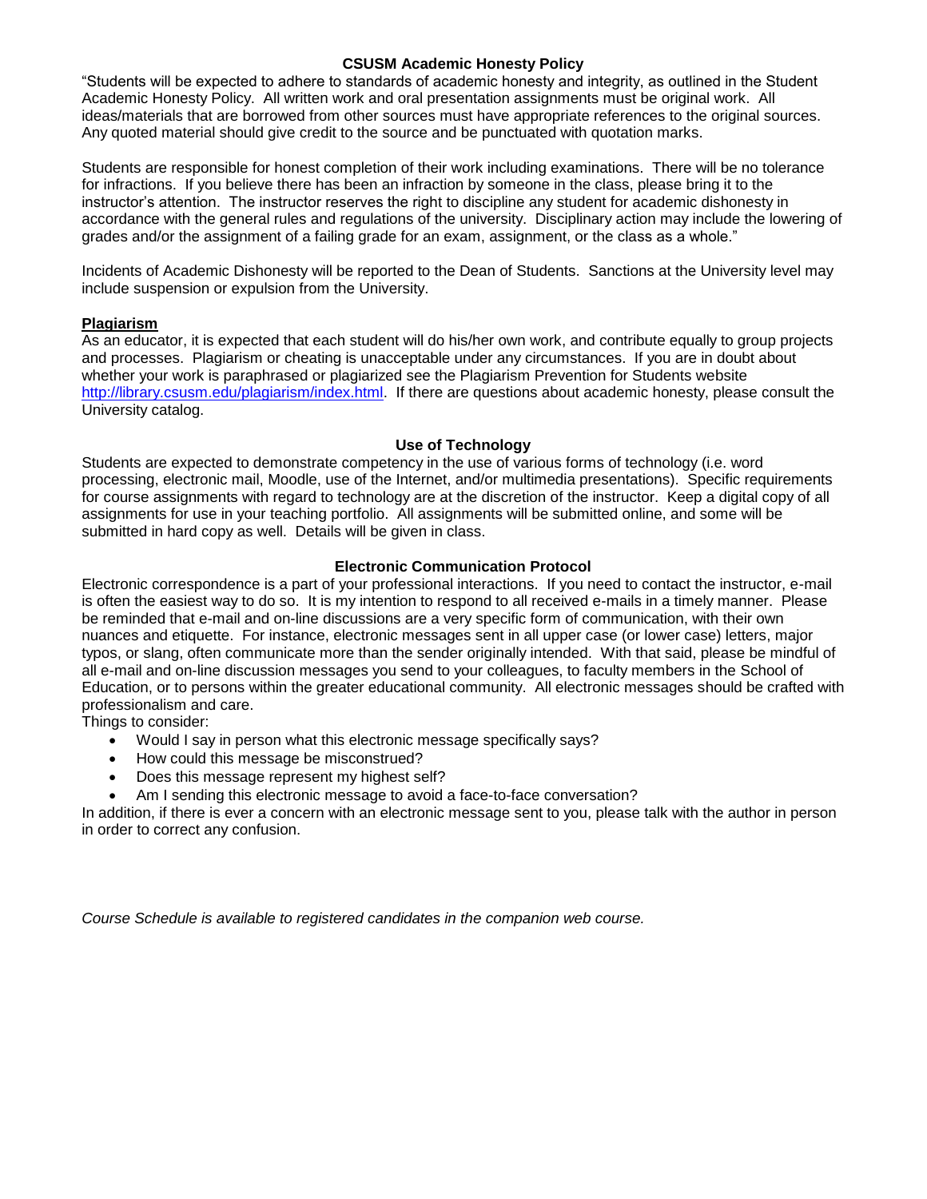### CSUSM Academic Honesty Policy

"Students will be expected to adhere to standards of academic honesty and integrity, as outlined in the Student Academic Honesty Policy. All written work and oral presentation assignments must be original work. All ideas/materials that are borrowed from other sources must have appropriate references to the original sources. Any quoted material should give credit to the source and be punctuated with quotation marks.

Students are responsible for honest completion of their work including examinations. There will be no tolerance for infractions. If you believe there has been an infraction by someone in the class, please bring it to the instructor's attention. The instructor reserves the right to discipline any student for academic dishonesty in accordance with the general rules and regulations of the university. Disciplinary action may include the lowering of grades and/or the assignment of a failing grade for an exam, assignment, or the class as a whole."

Incidents of Academic Dishonesty will be reported to the Dean of Students. Sanctions at the University level may include suspension or expulsion from the University.

**Plagiarism**

As an educator, it is expected that each student will do his/her own work, and contribute equally to group projects and processes. Plagiarism or cheating is unacceptable under any circumstances. If you are in doubt about whether your work is paraphrased or plagiarized see the Plagiarism Prevention for Students website http://library.csusm.edu/plagiarism/index.html. If there are questions about academic honesty, please consult the University catalog.

### Use of Technology

Students are expected to demonstrate competency in the use of various forms of technology (i.e. word processing, electronic mail, Moodle, use of the Internet, and/or multimedia presentations). Specific requirements for course assignments with regard to technology are at the discretion of the instructor. Keep a digital copy of all assignments for use in your teaching portfolio. All assignments will be submitted online, and some will be submitted in hard copy as well. Details will be given in class.

### Electronic Communication Protocol

Electronic correspondence is a part of your professional interactions. If you need to contact the instructor, e-mail is often the easiest way to do so. It is my intention to respond to all received e-mails in a timely manner. Please be reminded that e-mail and on-line discussions are a very specific form of communication, with their own nuances and etiquette. For instance, electronic messages sent in all upper case (or lower case) letters, major typos, or slang, often communicate more than the sender originally intended. With that said, please be mindful of all e-mail and on-line discussion messages you send to your colleagues, to faculty members in the School of Education, or to persons within the greater educational community. All electronic messages should be crafted with professionalism and care.

Things to consider:

- Would I say in person what this electronic message specifically says?
- How could this message be misconstrued?
- Does this message represent my highest self?
- Am I sending this electronic message to avoid a face-to-face conversation?

In addition, if there is ever a concern with an electronic message sent to you, please talk with the author in person in order to correct any confusion.

*Course Schedule is available to registered candidates in the companion web course.*